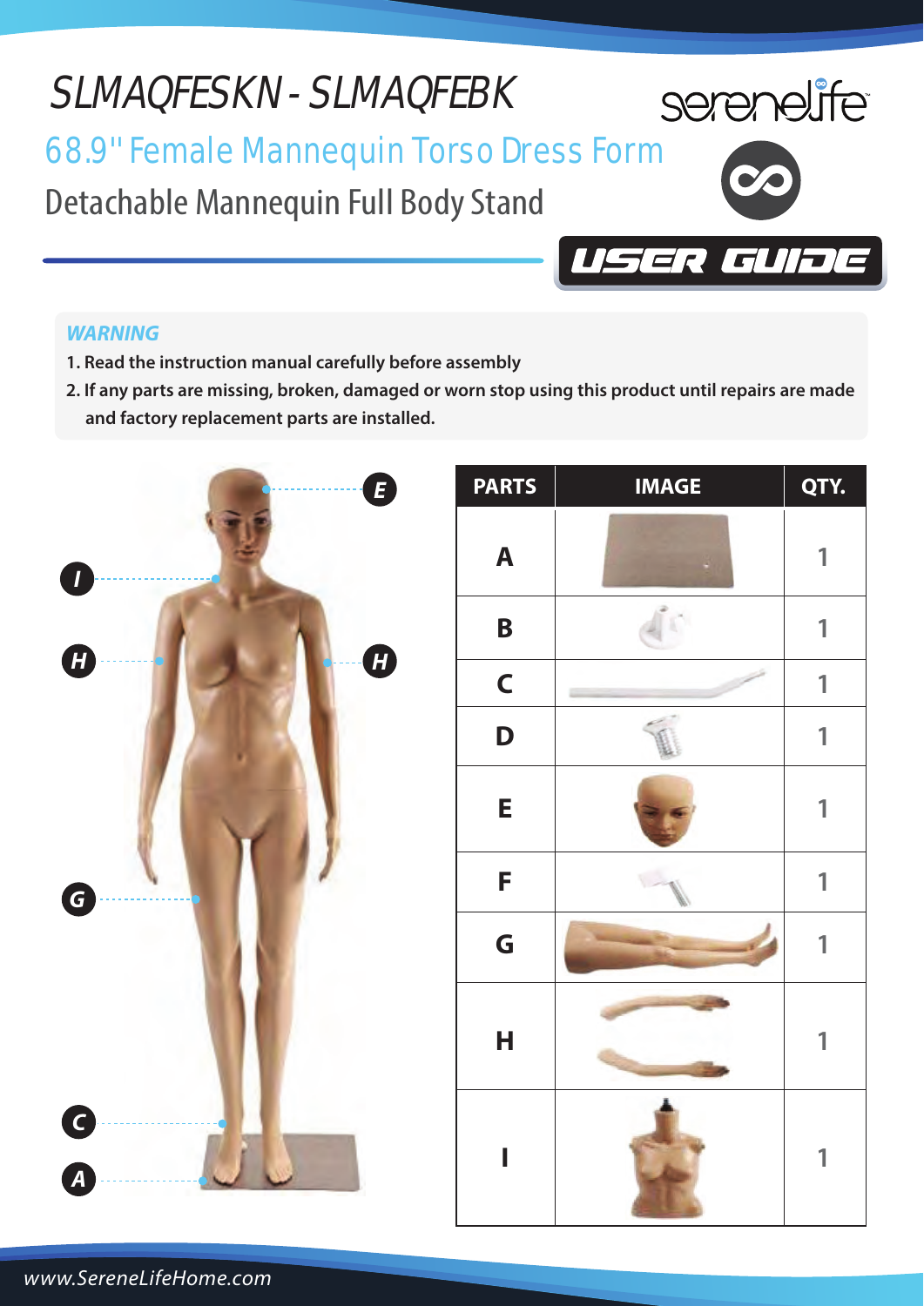# SLMAQFESKN - SLMAQFEBK

## 68.9" Female Mannequin Torso Dress Form

### Detachable Mannequin Full Body Stand

**USER GUIDE**

***WARNING***

**1. Read the instruction manual carefully before assembly**

**2. If any parts are missing, broken, damaged or worn stop using this product until repairs are made and factory replacement parts are installed.**

| PARTS | IMAGE | QTY. |
|---|---|---|
| A | | 1 |
| B | | 1 |
| C | | 1 |
| D | | 1 |
| E | | 1 |
| F | | 1 |
| G | | 1 |
| H | | 1 |
| I | | 1 |

www.SereneLifeHome.com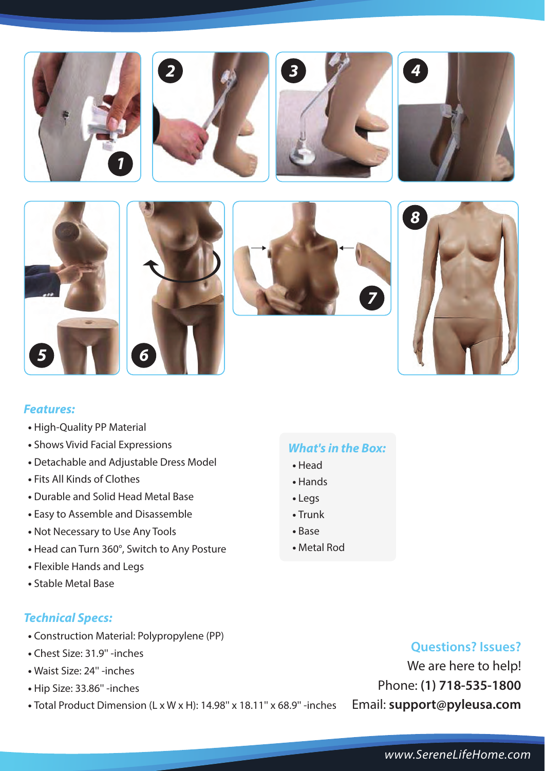### Features:

- High-Quality PP Material
- Shows Vivid Facial Expressions
- Detachable and Adjustable Dress Model
- Fits All Kinds of Clothes
- Durable and Solid Head Metal Base
- Easy to Assemble and Disassemble
- Not Necessary to Use Any Tools
- Head can Turn 360°, Switch to Any Posture
- Flexible Hands and Legs
- Stable Metal Base

### What's in the Box:

- Head
- Hands
- Legs
- Trunk
- Base
- Metal Rod

### Technical Specs:

- Construction Material: Polypropylene (PP)
- Chest Size: 31.9'' -inches
- Waist Size: 24'' -inches
- Hip Size: 33.86'' -inches
- Total Product Dimension (L x W x H): 14.98'' x 18.11'' x 68.9'' -inches

### Questions? Issues?

We are here to help!

Phone: **(1) 718-535-1800**

Email: **support@pyleusa.com**

*www.SereneLifeHome.com*